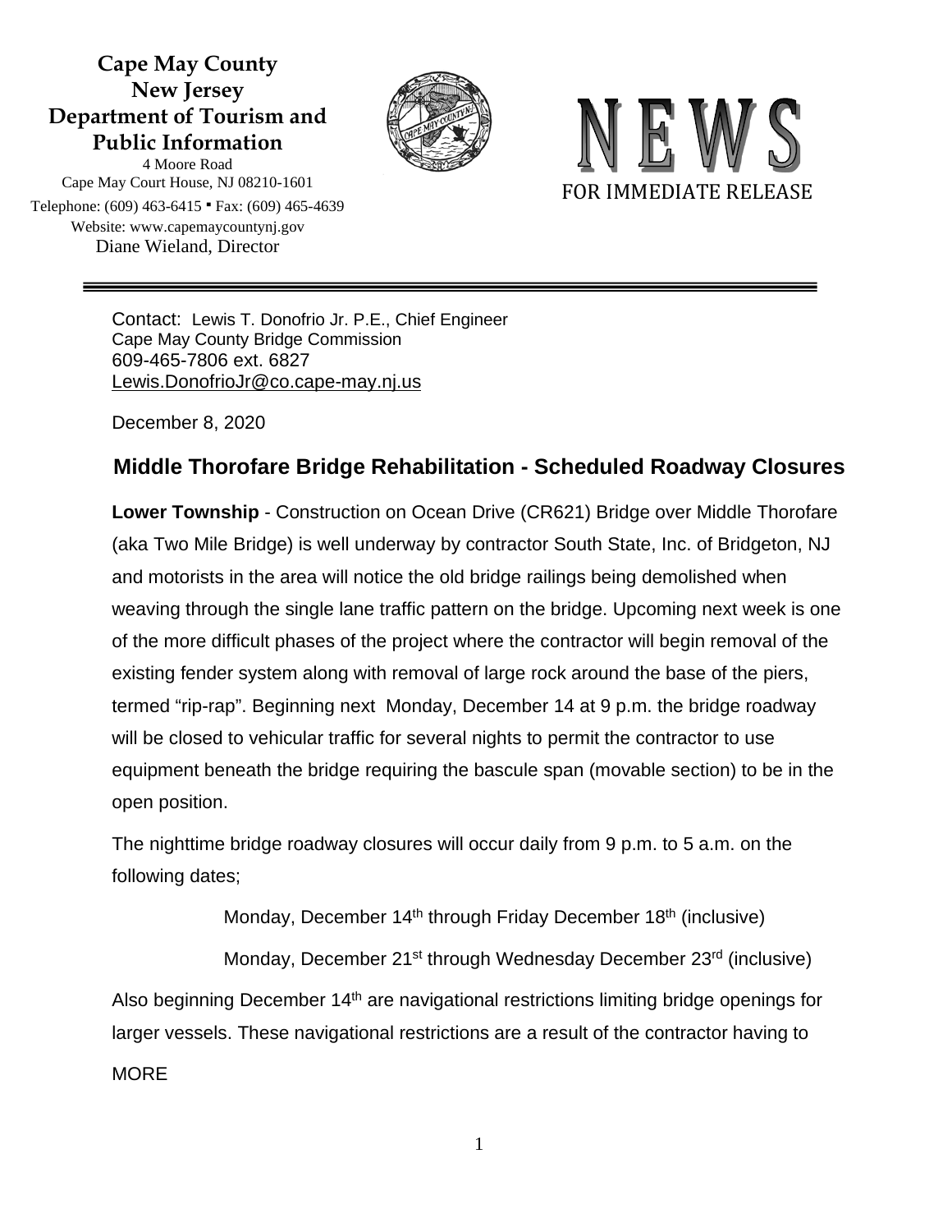**Cape May County**
**New Jersey**
**Department of Tourism and Public Information**
4 Moore Road
Cape May Court House, NJ 08210-1601
Telephone: (609) 463-6415 ▪ Fax: (609) 465-4639
Website: www.capemaycountynj.gov
Diane Wieland, Director

# NEWS

FOR IMMEDIATE RELEASE

---

Contact: Lewis T. Donofrio Jr. P.E., Chief Engineer
Cape May County Bridge Commission
609-465-7806 ext. 6827
Lewis.DonofrioJr@co.cape-may.nj.us

December 8, 2020

## Middle Thorofare Bridge Rehabilitation - Scheduled Roadway Closures

**Lower Township** - Construction on Ocean Drive (CR621) Bridge over Middle Thorofare (aka Two Mile Bridge) is well underway by contractor South State, Inc. of Bridgeton, NJ and motorists in the area will notice the old bridge railings being demolished when weaving through the single lane traffic pattern on the bridge. Upcoming next week is one of the more difficult phases of the project where the contractor will begin removal of the existing fender system along with removal of large rock around the base of the piers, termed "rip-rap". Beginning next Monday, December 14 at 9 p.m. the bridge roadway will be closed to vehicular traffic for several nights to permit the contractor to use equipment beneath the bridge requiring the bascule span (movable section) to be in the open position.

The nighttime bridge roadway closures will occur daily from 9 p.m. to 5 a.m. on the following dates;

Monday, December 14th through Friday December 18th (inclusive)

Monday, December 21st through Wednesday December 23rd (inclusive)

Also beginning December 14th are navigational restrictions limiting bridge openings for larger vessels. These navigational restrictions are a result of the contractor having to

MORE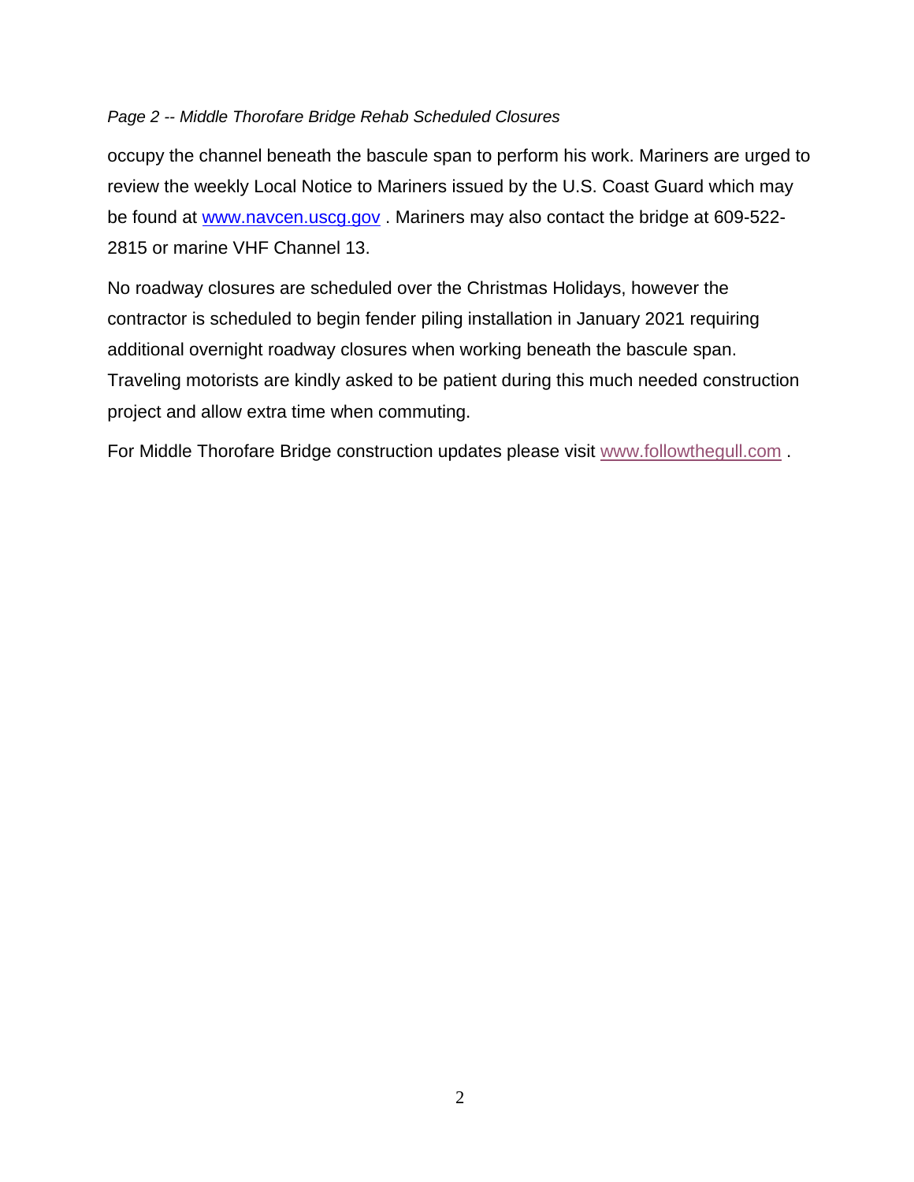occupy the channel beneath the bascule span to perform his work. Mariners are urged to review the weekly Local Notice to Mariners issued by the U.S. Coast Guard which may be found at www.navcen.uscg.gov . Mariners may also contact the bridge at 609-522-2815 or marine VHF Channel 13.

No roadway closures are scheduled over the Christmas Holidays, however the contractor is scheduled to begin fender piling installation in January 2021 requiring additional overnight roadway closures when working beneath the bascule span. Traveling motorists are kindly asked to be patient during this much needed construction project and allow extra time when commuting.

For Middle Thorofare Bridge construction updates please visit www.followthegull.com .